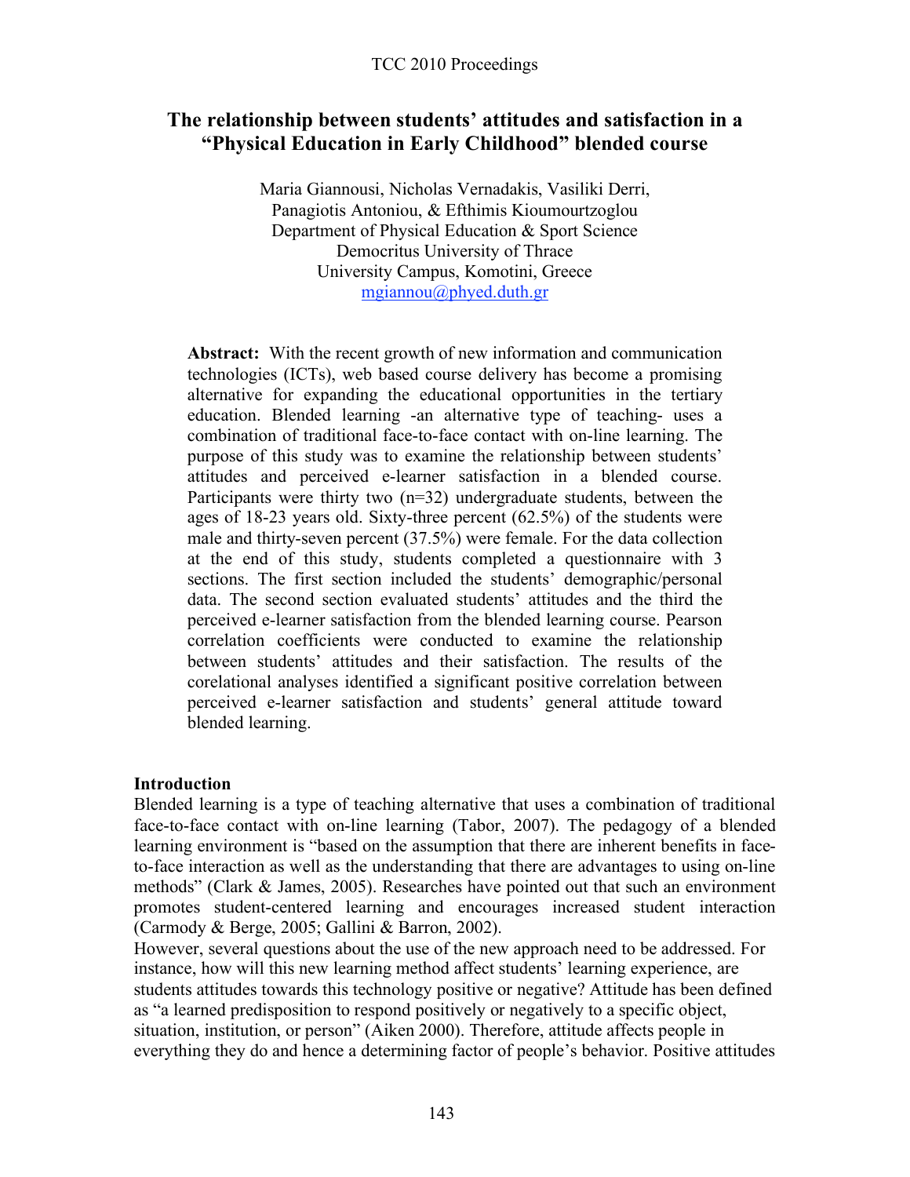# The relationship between students' attitudes and satisfaction in a "Physical Education in Early Childhood" blended course

Maria Giannousi, Nicholas Vernadakis, Vasiliki Derri,
Panagiotis Antoniou, & Efthimis Kioumourtzoglou
Department of Physical Education & Sport Science
Democritus University of Thrace
University Campus, Komotini, Greece
mgiannou@phyed.duth.gr

**Abstract:** With the recent growth of new information and communication technologies (ICTs), web based course delivery has become a promising alternative for expanding the educational opportunities in the tertiary education. Blended learning -an alternative type of teaching- uses a combination of traditional face-to-face contact with on-line learning. The purpose of this study was to examine the relationship between students' attitudes and perceived e-learner satisfaction in a blended course. Participants were thirty two (n=32) undergraduate students, between the ages of 18-23 years old. Sixty-three percent (62.5%) of the students were male and thirty-seven percent (37.5%) were female. For the data collection at the end of this study, students completed a questionnaire with 3 sections. The first section included the students' demographic/personal data. The second section evaluated students' attitudes and the third the perceived e-learner satisfaction from the blended learning course. Pearson correlation coefficients were conducted to examine the relationship between students' attitudes and their satisfaction. The results of the corelational analyses identified a significant positive correlation between perceived e-learner satisfaction and students' general attitude toward blended learning.

## Introduction

Blended learning is a type of teaching alternative that uses a combination of traditional face-to-face contact with on-line learning (Tabor, 2007). The pedagogy of a blended learning environment is "based on the assumption that there are inherent benefits in face-to-face interaction as well as the understanding that there are advantages to using on-line methods" (Clark & James, 2005). Researches have pointed out that such an environment promotes student-centered learning and encourages increased student interaction (Carmody & Berge, 2005; Gallini & Barron, 2002).

However, several questions about the use of the new approach need to be addressed. For instance, how will this new learning method affect students' learning experience, are students attitudes towards this technology positive or negative? Attitude has been defined as "a learned predisposition to respond positively or negatively to a specific object, situation, institution, or person" (Aiken 2000). Therefore, attitude affects people in everything they do and hence a determining factor of people's behavior. Positive attitudes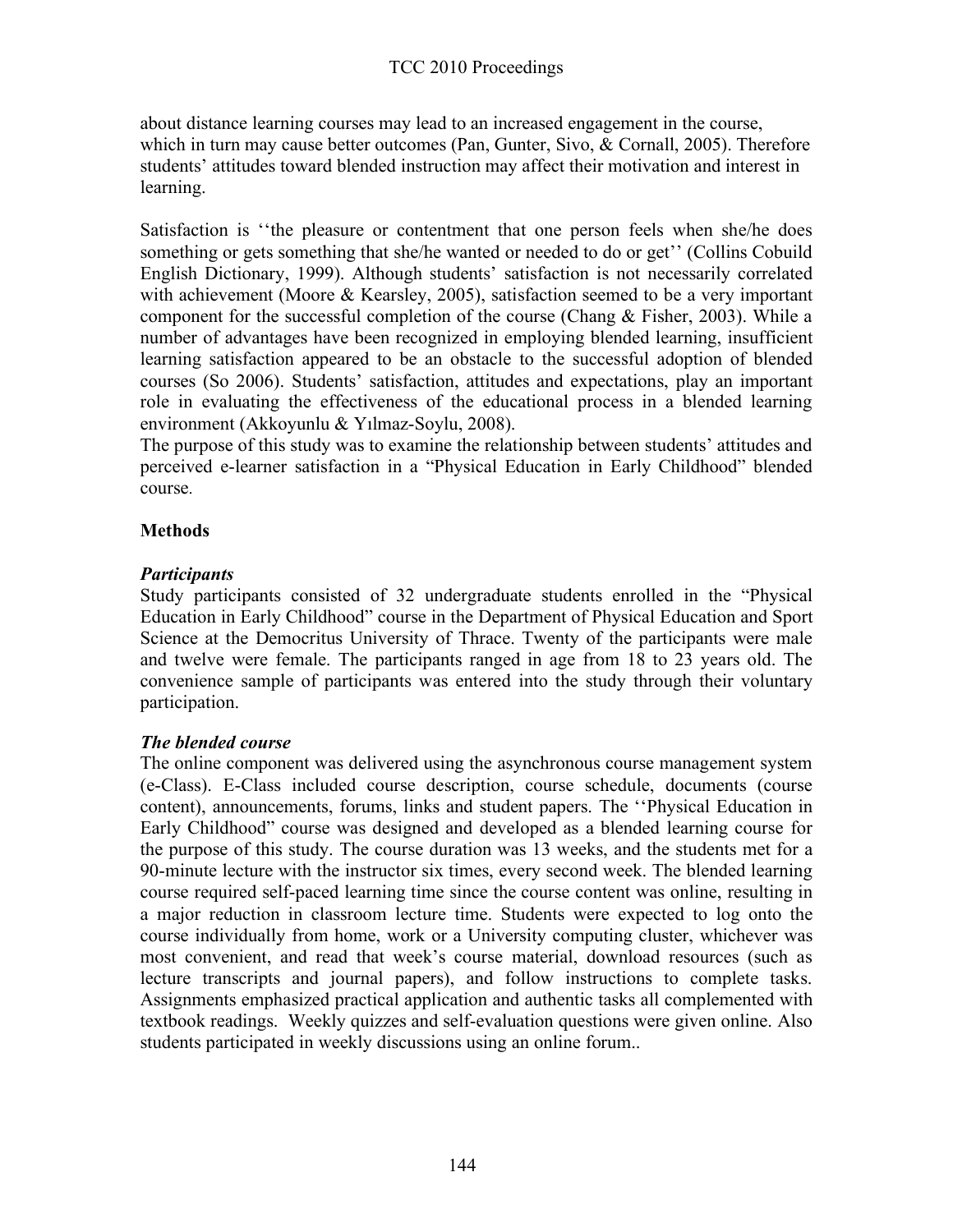about distance learning courses may lead to an increased engagement in the course, which in turn may cause better outcomes (Pan, Gunter, Sivo, & Cornall, 2005). Therefore students' attitudes toward blended instruction may affect their motivation and interest in learning.

Satisfaction is ''the pleasure or contentment that one person feels when she/he does something or gets something that she/he wanted or needed to do or get'' (Collins Cobuild English Dictionary, 1999). Although students' satisfaction is not necessarily correlated with achievement (Moore & Kearsley, 2005), satisfaction seemed to be a very important component for the successful completion of the course (Chang & Fisher, 2003). While a number of advantages have been recognized in employing blended learning, insufficient learning satisfaction appeared to be an obstacle to the successful adoption of blended courses (So 2006). Students' satisfaction, attitudes and expectations, play an important role in evaluating the effectiveness of the educational process in a blended learning environment (Akkoyunlu & Yılmaz-Soylu, 2008).

The purpose of this study was to examine the relationship between students' attitudes and perceived e-learner satisfaction in a "Physical Education in Early Childhood" blended course.

## Methods

### *Participants*

Study participants consisted of 32 undergraduate students enrolled in the "Physical Education in Early Childhood" course in the Department of Physical Education and Sport Science at the Democritus University of Thrace. Twenty of the participants were male and twelve were female. The participants ranged in age from 18 to 23 years old. The convenience sample of participants was entered into the study through their voluntary participation.

### *The blended course*

The online component was delivered using the asynchronous course management system (e-Class). E-Class included course description, course schedule, documents (course content), announcements, forums, links and student papers. The ''Physical Education in Early Childhood" course was designed and developed as a blended learning course for the purpose of this study. The course duration was 13 weeks, and the students met for a 90-minute lecture with the instructor six times, every second week. The blended learning course required self-paced learning time since the course content was online, resulting in a major reduction in classroom lecture time. Students were expected to log onto the course individually from home, work or a University computing cluster, whichever was most convenient, and read that week's course material, download resources (such as lecture transcripts and journal papers), and follow instructions to complete tasks. Assignments emphasized practical application and authentic tasks all complemented with textbook readings. Weekly quizzes and self-evaluation questions were given online. Also students participated in weekly discussions using an online forum..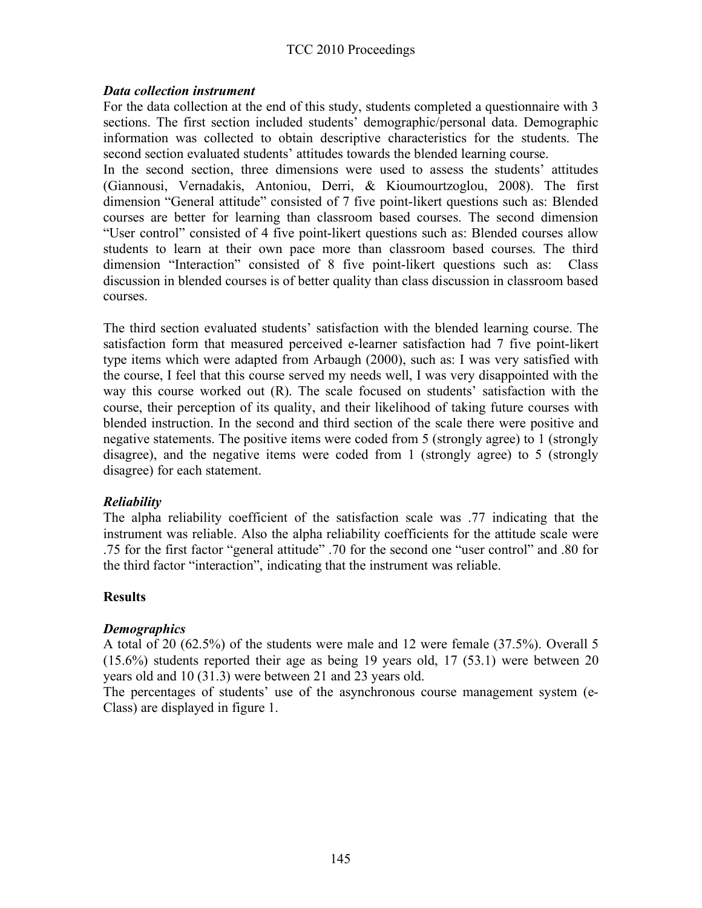### *Data collection instrument*

For the data collection at the end of this study, students completed a questionnaire with 3 sections. The first section included students' demographic/personal data. Demographic information was collected to obtain descriptive characteristics for the students. The second section evaluated students' attitudes towards the blended learning course.

In the second section, three dimensions were used to assess the students' attitudes (Giannousi, Vernadakis, Antoniou, Derri, & Kioumourtzoglou, 2008). The first dimension "General attitude" consisted of 7 five point-likert questions such as: Blended courses are better for learning than classroom based courses. The second dimension "User control" consisted of 4 five point-likert questions such as: Blended courses allow students to learn at their own pace more than classroom based courses. The third dimension "Interaction" consisted of 8 five point-likert questions such as: Class discussion in blended courses is of better quality than class discussion in classroom based courses.

The third section evaluated students' satisfaction with the blended learning course. The satisfaction form that measured perceived e-learner satisfaction had 7 five point-likert type items which were adapted from Arbaugh (2000), such as: I was very satisfied with the course, I feel that this course served my needs well, I was very disappointed with the way this course worked out (R). The scale focused on students' satisfaction with the course, their perception of its quality, and their likelihood of taking future courses with blended instruction. In the second and third section of the scale there were positive and negative statements. The positive items were coded from 5 (strongly agree) to 1 (strongly disagree), and the negative items were coded from 1 (strongly agree) to 5 (strongly disagree) for each statement.

### *Reliability*

The alpha reliability coefficient of the satisfaction scale was .77 indicating that the instrument was reliable. Also the alpha reliability coefficients for the attitude scale were .75 for the first factor "general attitude" .70 for the second one "user control" and .80 for the third factor "interaction", indicating that the instrument was reliable.

## **Results**

### *Demographics*

A total of 20 (62.5%) of the students were male and 12 were female (37.5%). Overall 5 (15.6%) students reported their age as being 19 years old, 17 (53.1) were between 20 years old and 10 (31.3) were between 21 and 23 years old.

The percentages of students' use of the asynchronous course management system (e-Class) are displayed in figure 1.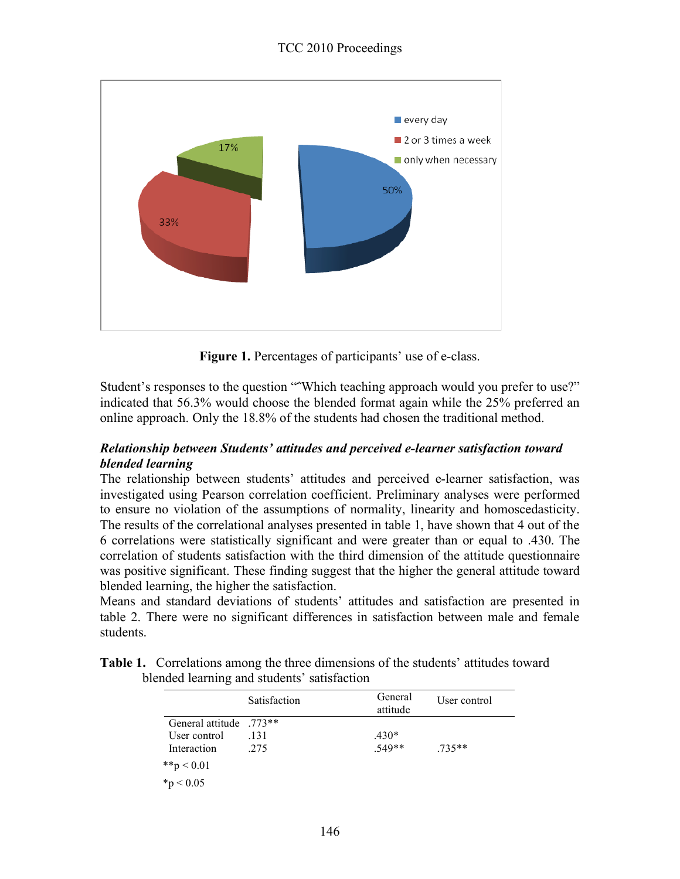**Figure 1.** Percentages of participants' use of e-class.

Student's responses to the question ""Which teaching approach would you prefer to use?" indicated that 56.3% would choose the blended format again while the 25% preferred an online approach. Only the 18.8% of the students had chosen the traditional method.

***Relationship between Students' attitudes and perceived e-learner satisfaction toward blended learning***

The relationship between students' attitudes and perceived e-learner satisfaction, was investigated using Pearson correlation coefficient. Preliminary analyses were performed to ensure no violation of the assumptions of normality, linearity and homoscedasticity. The results of the correlational analyses presented in table 1, have shown that 4 out of the 6 correlations were statistically significant and were greater than or equal to .430. The correlation of students satisfaction with the third dimension of the attitude questionnaire was positive significant. These finding suggest that the higher the general attitude toward blended learning, the higher the satisfaction.

Means and standard deviations of students' attitudes and satisfaction are presented in table 2. There were no significant differences in satisfaction between male and female students.

**Table 1.** Correlations among the three dimensions of the students' attitudes toward blended learning and students' satisfaction

| | Satisfaction | General attitude | User control |
|---|---|---|---|
| General attitude | .773** | | |
| User control | .131 | .430* | |
| Interaction | .275 | .549** | .735** |

**p < 0.01

*p < 0.05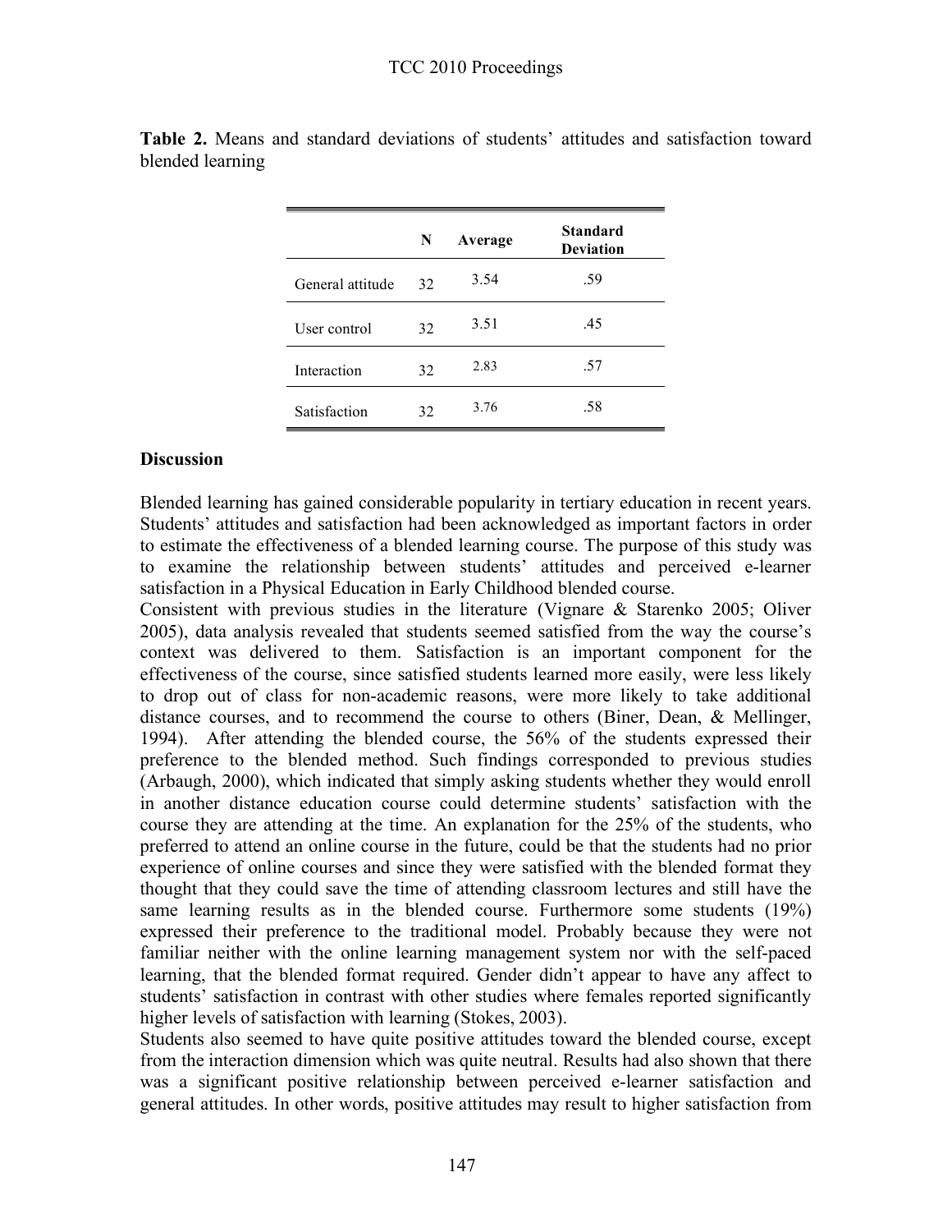**Table 2.** Means and standard deviations of students' attitudes and satisfaction toward blended learning

| | N | Average | Standard Deviation |
|---|---|---|---|
| General attitude | 32 | 3.54 | .59 |
| User control | 32 | 3.51 | .45 |
| Interaction | 32 | 2.83 | .57 |
| Satisfaction | 32 | 3.76 | .58 |

## Discussion

Blended learning has gained considerable popularity in tertiary education in recent years. Students' attitudes and satisfaction had been acknowledged as important factors in order to estimate the effectiveness of a blended learning course. The purpose of this study was to examine the relationship between students' attitudes and perceived e-learner satisfaction in a Physical Education in Early Childhood blended course.

Consistent with previous studies in the literature (Vignare & Starenko 2005; Oliver 2005), data analysis revealed that students seemed satisfied from the way the course's context was delivered to them. Satisfaction is an important component for the effectiveness of the course, since satisfied students learned more easily, were less likely to drop out of class for non-academic reasons, were more likely to take additional distance courses, and to recommend the course to others (Biner, Dean, & Mellinger, 1994). After attending the blended course, the 56% of the students expressed their preference to the blended method. Such findings corresponded to previous studies (Arbaugh, 2000), which indicated that simply asking students whether they would enroll in another distance education course could determine students' satisfaction with the course they are attending at the time. An explanation for the 25% of the students, who preferred to attend an online course in the future, could be that the students had no prior experience of online courses and since they were satisfied with the blended format they thought that they could save the time of attending classroom lectures and still have the same learning results as in the blended course. Furthermore some students (19%) expressed their preference to the traditional model. Probably because they were not familiar neither with the online learning management system nor with the self-paced learning, that the blended format required. Gender didn't appear to have any affect to students' satisfaction in contrast with other studies where females reported significantly higher levels of satisfaction with learning (Stokes, 2003).

Students also seemed to have quite positive attitudes toward the blended course, except from the interaction dimension which was quite neutral. Results had also shown that there was a significant positive relationship between perceived e-learner satisfaction and general attitudes. In other words, positive attitudes may result to higher satisfaction from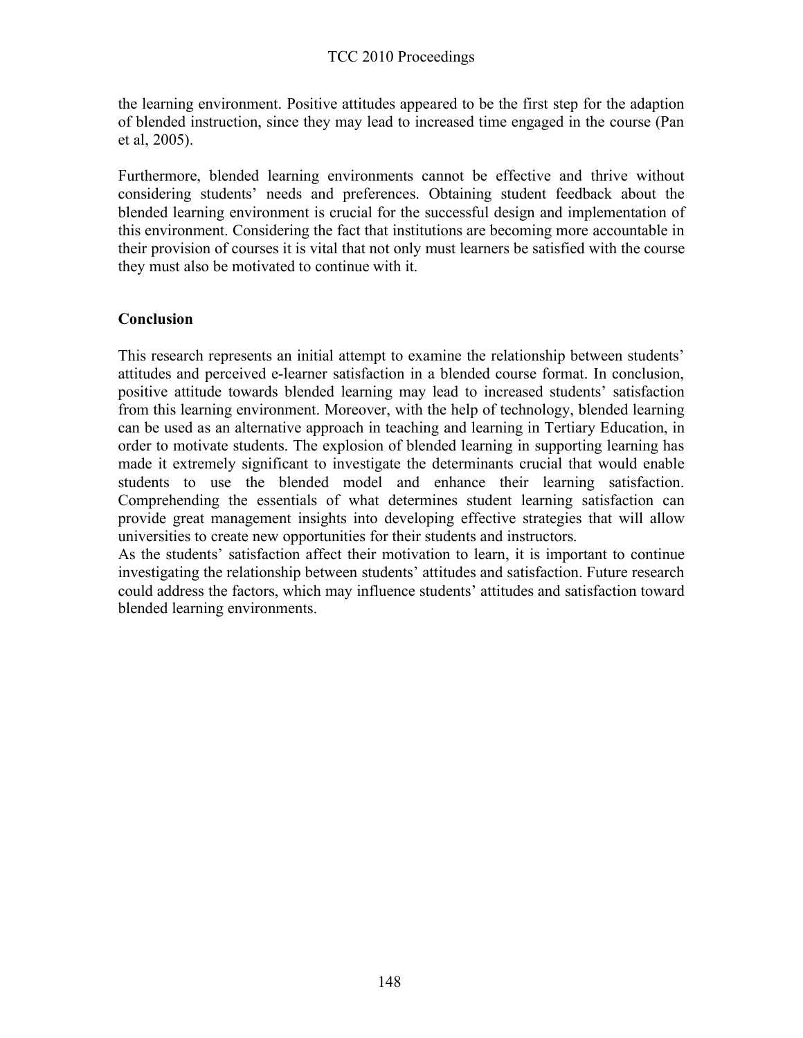the learning environment. Positive attitudes appeared to be the first step for the adaption of blended instruction, since they may lead to increased time engaged in the course (Pan et al, 2005).

Furthermore, blended learning environments cannot be effective and thrive without considering students' needs and preferences. Obtaining student feedback about the blended learning environment is crucial for the successful design and implementation of this environment. Considering the fact that institutions are becoming more accountable in their provision of courses it is vital that not only must learners be satisfied with the course they must also be motivated to continue with it.

## Conclusion

This research represents an initial attempt to examine the relationship between students' attitudes and perceived e-learner satisfaction in a blended course format. In conclusion, positive attitude towards blended learning may lead to increased students' satisfaction from this learning environment. Moreover, with the help of technology, blended learning can be used as an alternative approach in teaching and learning in Tertiary Education, in order to motivate students. The explosion of blended learning in supporting learning has made it extremely significant to investigate the determinants crucial that would enable students to use the blended model and enhance their learning satisfaction. Comprehending the essentials of what determines student learning satisfaction can provide great management insights into developing effective strategies that will allow universities to create new opportunities for their students and instructors.

As the students' satisfaction affect their motivation to learn, it is important to continue investigating the relationship between students' attitudes and satisfaction. Future research could address the factors, which may influence students' attitudes and satisfaction toward blended learning environments.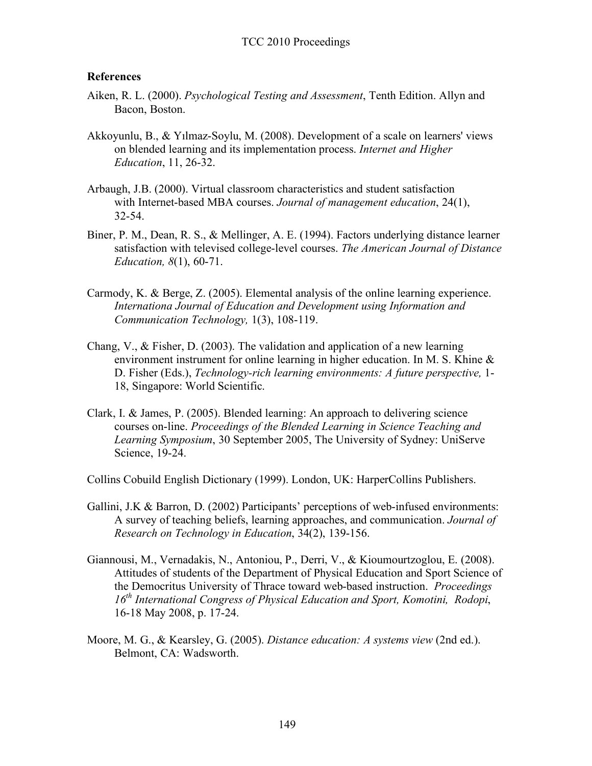### References

Aiken, R. L. (2000). *Psychological Testing and Assessment*, Tenth Edition. Allyn and Bacon, Boston.

Akkoyunlu, B., & Yılmaz-Soylu, M. (2008). Development of a scale on learners' views on blended learning and its implementation process. *Internet and Higher Education*, 11, 26-32.

Arbaugh, J.B. (2000). Virtual classroom characteristics and student satisfaction with Internet-based MBA courses. *Journal of management education*, 24(1), 32-54.

Biner, P. M., Dean, R. S., & Mellinger, A. E. (1994). Factors underlying distance learner satisfaction with televised college-level courses. *The American Journal of Distance Education, 8*(1), 60-71.

Carmody, K. & Berge, Z. (2005). Elemental analysis of the online learning experience. *Internationa Journal of Education and Development using Information and Communication Technology,* 1(3), 108-119.

Chang, V., & Fisher, D. (2003). The validation and application of a new learning environment instrument for online learning in higher education. In M. S. Khine & D. Fisher (Eds.), *Technology-rich learning environments: A future perspective,* 1-18, Singapore: World Scientific.

Clark, I. & James, P. (2005). Blended learning: An approach to delivering science courses on-line. *Proceedings of the Blended Learning in Science Teaching and Learning Symposium*, 30 September 2005, The University of Sydney: UniServe Science, 19-24.

Collins Cobuild English Dictionary (1999). London, UK: HarperCollins Publishers.

Gallini, J.K & Barron, D. (2002) Participants' perceptions of web-infused environments: A survey of teaching beliefs, learning approaches, and communication. *Journal of Research on Technology in Education*, 34(2), 139-156.

Giannousi, M., Vernadakis, N., Antoniou, P., Derri, V., & Kioumourtzoglou, E. (2008). Attitudes of students of the Department of Physical Education and Sport Science of the Democritus University of Thrace toward web-based instruction. *Proceedings 16th International Congress of Physical Education and Sport, Komotini, Rodopi*, 16-18 May 2008, p. 17-24.

Moore, M. G., & Kearsley, G. (2005). *Distance education: A systems view* (2nd ed.). Belmont, CA: Wadsworth.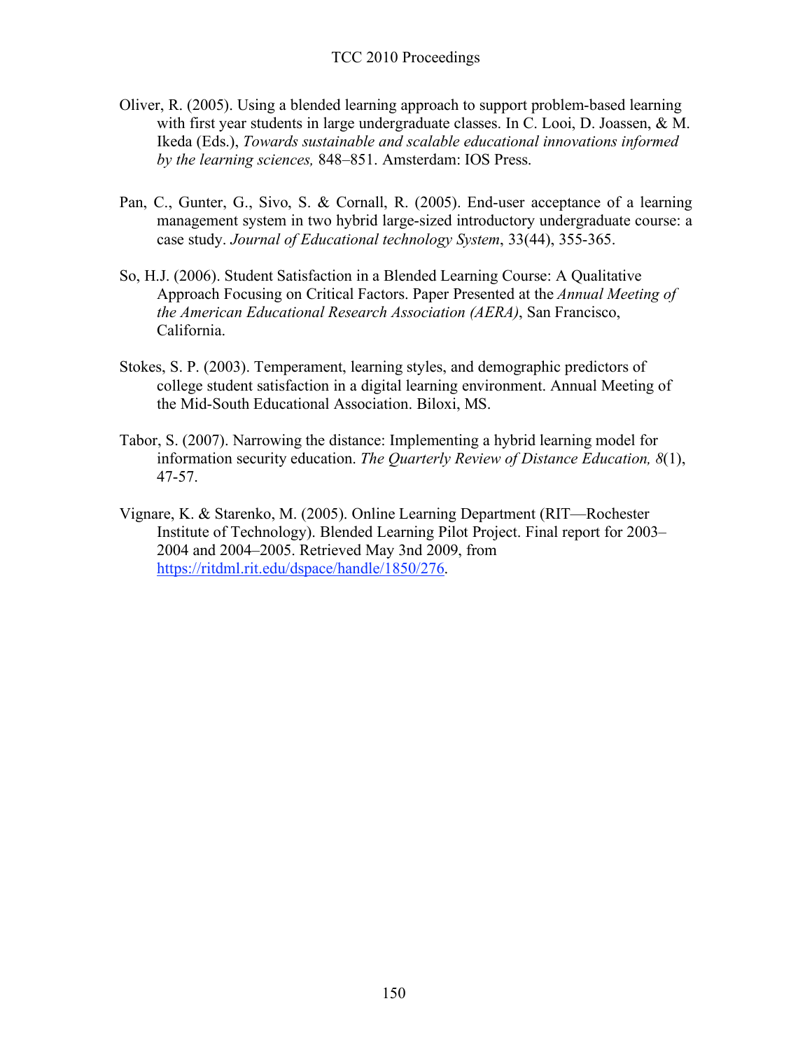Oliver, R. (2005). Using a blended learning approach to support problem-based learning with first year students in large undergraduate classes. In C. Looi, D. Joassen, & M. Ikeda (Eds.), *Towards sustainable and scalable educational innovations informed by the learning sciences,* 848–851. Amsterdam: IOS Press.

Pan, C., Gunter, G., Sivo, S. & Cornall, R. (2005). End-user acceptance of a learning management system in two hybrid large-sized introductory undergraduate course: a case study. *Journal of Educational technology System*, 33(44), 355-365.

So, H.J. (2006). Student Satisfaction in a Blended Learning Course: A Qualitative Approach Focusing on Critical Factors. Paper Presented at the *Annual Meeting of the American Educational Research Association (AERA)*, San Francisco, California.

Stokes, S. P. (2003). Temperament, learning styles, and demographic predictors of college student satisfaction in a digital learning environment. Annual Meeting of the Mid-South Educational Association. Biloxi, MS.

Tabor, S. (2007). Narrowing the distance: Implementing a hybrid learning model for information security education. *The Quarterly Review of Distance Education, 8*(1), 47-57.

Vignare, K. & Starenko, M. (2005). Online Learning Department (RIT—Rochester Institute of Technology). Blended Learning Pilot Project. Final report for 2003–2004 and 2004–2005. Retrieved May 3nd 2009, from https://ritdml.rit.edu/dspace/handle/1850/276.